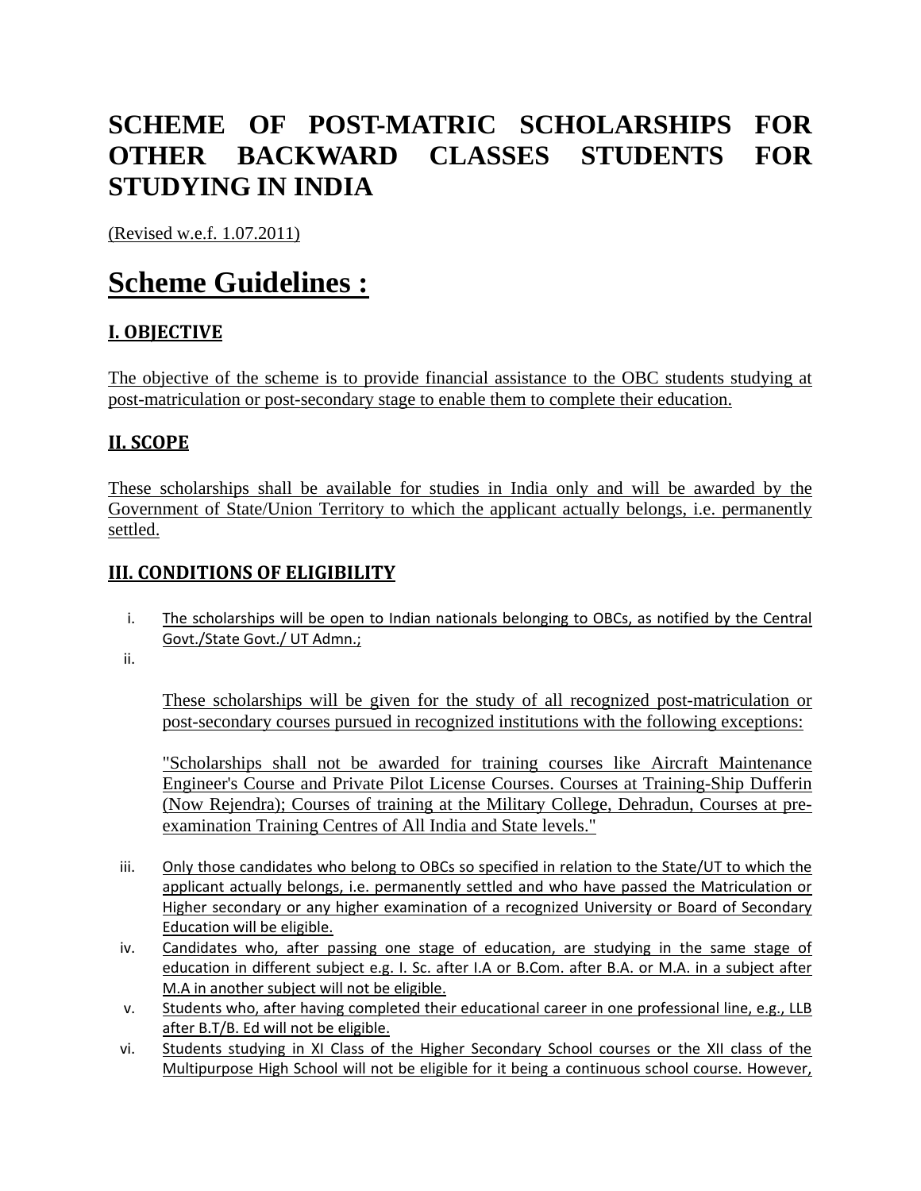# SCHEME OF POST-MATRIC SCHOLARSHIPS FOR OTHER BACKWARD CLASSES STUDENTS FOR STUDYING IN INDIA

(Revised w.e.f. 1.07.2011)

# Scheme Guidelines :

## I. OBJECTIVE

The objective of the scheme is to provide financial assistance to the OBC students studying at post-matriculation or post-secondary stage to enable them to complete their education.

## II. SCOPE

These scholarships shall be available for studies in India only and will be awarded by the Government of State/Union Territory to which the applicant actually belongs, i.e. permanently settled.

## III. CONDITIONS OF ELIGIBILITY

i. The scholarships will be open to Indian nationals belonging to OBCs, as notified by the Central Govt./State Govt./ UT Admn.;

ii. These scholarships will be given for the study of all recognized post-matriculation or post-secondary courses pursued in recognized institutions with the following exceptions:

   "Scholarships shall not be awarded for training courses like Aircraft Maintenance Engineer's Course and Private Pilot License Courses. Courses at Training-Ship Dufferin (Now Rejendra); Courses of training at the Military College, Dehradun, Courses at pre-examination Training Centres of All India and State levels."

iii. Only those candidates who belong to OBCs so specified in relation to the State/UT to which the applicant actually belongs, i.e. permanently settled and who have passed the Matriculation or Higher secondary or any higher examination of a recognized University or Board of Secondary Education will be eligible.

iv. Candidates who, after passing one stage of education, are studying in the same stage of education in different subject e.g. I. Sc. after I.A or B.Com. after B.A. or M.A. in a subject after M.A in another subject will not be eligible.

v. Students who, after having completed their educational career in one professional line, e.g., LLB after B.T/B. Ed will not be eligible.

vi. Students studying in XI Class of the Higher Secondary School courses or the XII class of the Multipurpose High School will not be eligible for it being a continuous school course. However,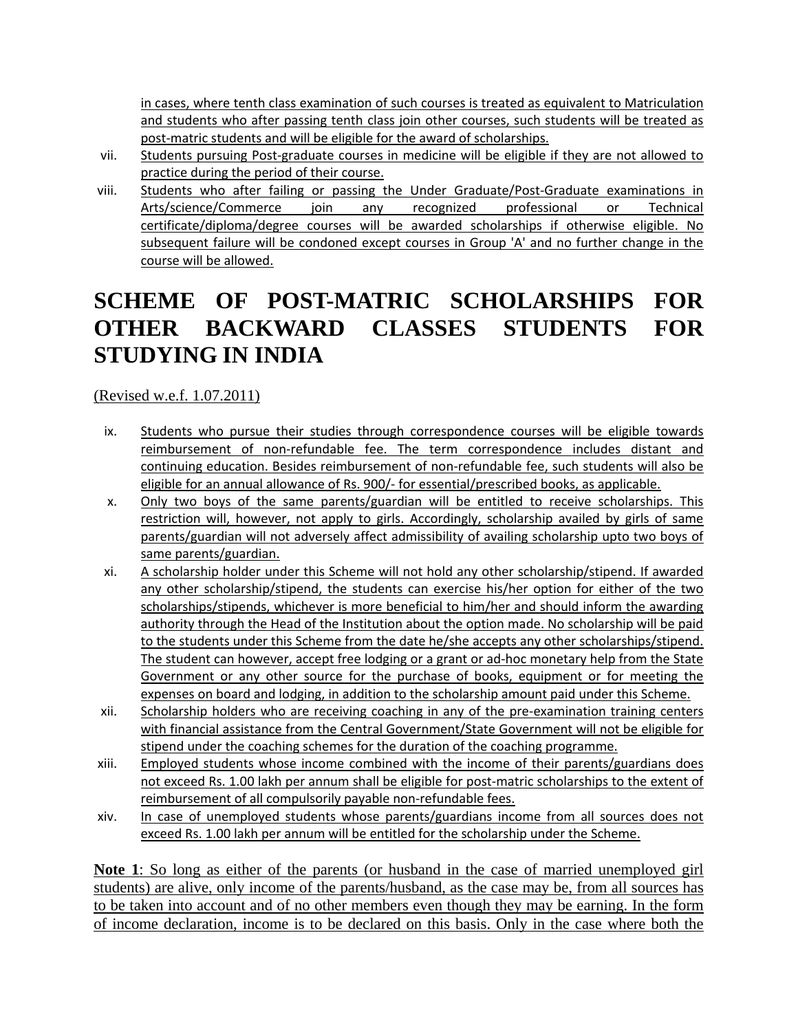in cases, where tenth class examination of such courses is treated as equivalent to Matriculation and students who after passing tenth class join other courses, such students will be treated as post-matric students and will be eligible for the award of scholarships.

vii. Students pursuing Post-graduate courses in medicine will be eligible if they are not allowed to practice during the period of their course.

viii. Students who after failing or passing the Under Graduate/Post-Graduate examinations in Arts/science/Commerce join any recognized professional or Technical certificate/diploma/degree courses will be awarded scholarships if otherwise eligible. No subsequent failure will be condoned except courses in Group 'A' and no further change in the course will be allowed.

# SCHEME OF POST-MATRIC SCHOLARSHIPS FOR OTHER BACKWARD CLASSES STUDENTS FOR STUDYING IN INDIA

(Revised w.e.f. 1.07.2011)

ix. Students who pursue their studies through correspondence courses will be eligible towards reimbursement of non-refundable fee. The term correspondence includes distant and continuing education. Besides reimbursement of non-refundable fee, such students will also be eligible for an annual allowance of Rs. 900/- for essential/prescribed books, as applicable.

x. Only two boys of the same parents/guardian will be entitled to receive scholarships. This restriction will, however, not apply to girls. Accordingly, scholarship availed by girls of same parents/guardian will not adversely affect admissibility of availing scholarship upto two boys of same parents/guardian.

xi. A scholarship holder under this Scheme will not hold any other scholarship/stipend. If awarded any other scholarship/stipend, the students can exercise his/her option for either of the two scholarships/stipends, whichever is more beneficial to him/her and should inform the awarding authority through the Head of the Institution about the option made. No scholarship will be paid to the students under this Scheme from the date he/she accepts any other scholarships/stipend. The student can however, accept free lodging or a grant or ad-hoc monetary help from the State Government or any other source for the purchase of books, equipment or for meeting the expenses on board and lodging, in addition to the scholarship amount paid under this Scheme.

xii. Scholarship holders who are receiving coaching in any of the pre-examination training centers with financial assistance from the Central Government/State Government will not be eligible for stipend under the coaching schemes for the duration of the coaching programme.

xiii. Employed students whose income combined with the income of their parents/guardians does not exceed Rs. 1.00 lakh per annum shall be eligible for post-matric scholarships to the extent of reimbursement of all compulsorily payable non-refundable fees.

xiv. In case of unemployed students whose parents/guardians income from all sources does not exceed Rs. 1.00 lakh per annum will be entitled for the scholarship under the Scheme.

**Note 1**: So long as either of the parents (or husband in the case of married unemployed girl students) are alive, only income of the parents/husband, as the case may be, from all sources has to be taken into account and of no other members even though they may be earning. In the form of income declaration, income is to be declared on this basis. Only in the case where both the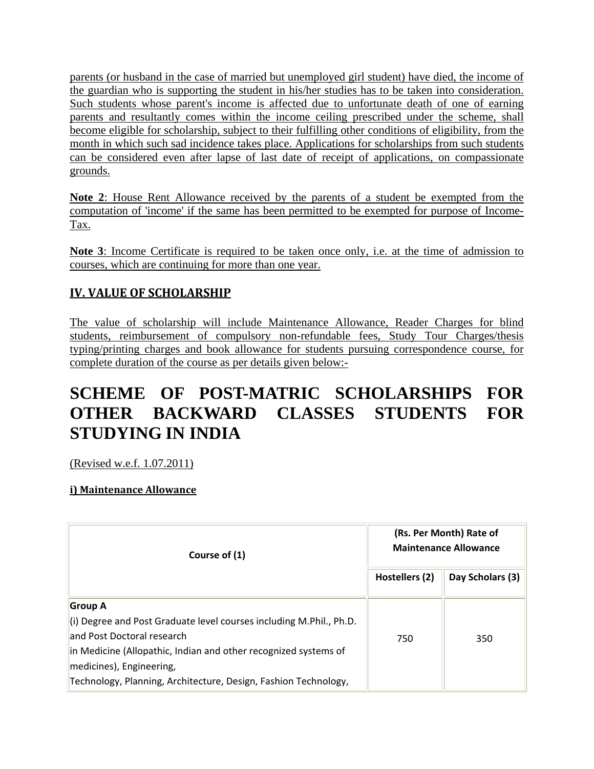parents (or husband in the case of married but unemployed girl student) have died, the income of the guardian who is supporting the student in his/her studies has to be taken into consideration. Such students whose parent's income is affected due to unfortunate death of one of earning parents and resultantly comes within the income ceiling prescribed under the scheme, shall become eligible for scholarship, subject to their fulfilling other conditions of eligibility, from the month in which such sad incidence takes place. Applications for scholarships from such students can be considered even after lapse of last date of receipt of applications, on compassionate grounds.

**Note 2**: House Rent Allowance received by the parents of a student be exempted from the computation of 'income' if the same has been permitted to be exempted for purpose of Income-Tax.

**Note 3**: Income Certificate is required to be taken once only, i.e. at the time of admission to courses, which are continuing for more than one year.

### IV. VALUE OF SCHOLARSHIP

The value of scholarship will include Maintenance Allowance, Reader Charges for blind students, reimbursement of compulsory non-refundable fees, Study Tour Charges/thesis typing/printing charges and book allowance for students pursuing correspondence course, for complete duration of the course as per details given below:-

# SCHEME OF POST-MATRIC SCHOLARSHIPS FOR OTHER BACKWARD CLASSES STUDENTS FOR STUDYING IN INDIA

(Revised w.e.f. 1.07.2011)

#### i) Maintenance Allowance

| Course of (1) | (Rs. Per Month) Rate of Maintenance Allowance | |
|---|---|---|
| | Hostellers (2) | Day Scholars (3) |
| **Group A**<br>(i) Degree and Post Graduate level courses including M.Phil., Ph.D. and Post Doctoral research<br>in Medicine (Allopathic, Indian and other recognized systems of medicines), Engineering,<br>Technology, Planning, Architecture, Design, Fashion Technology, | 750 | 350 |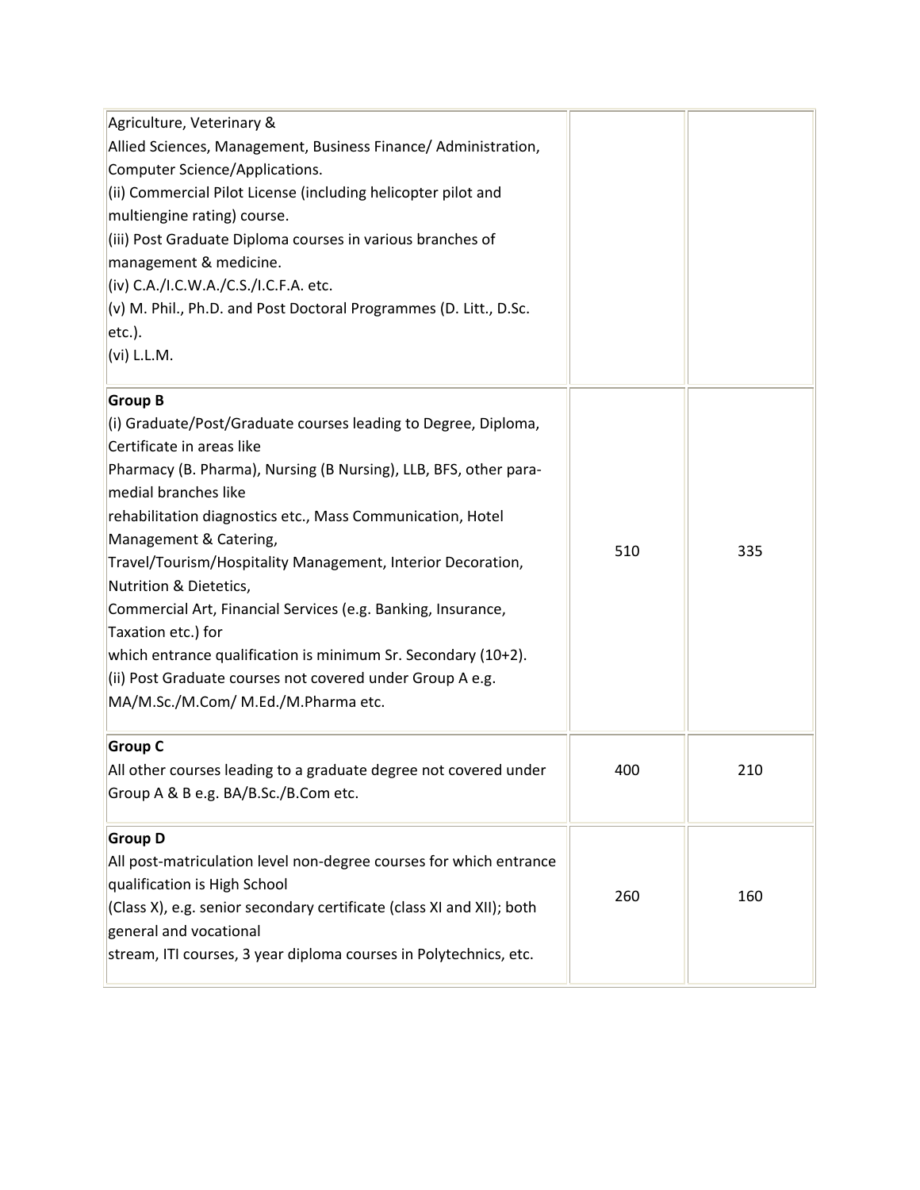| | | |
|---|---|---|
| Agriculture, Veterinary &<br>Allied Sciences, Management, Business Finance/ Administration, Computer Science/Applications.<br>(ii) Commercial Pilot License (including helicopter pilot and multiengine rating) course.<br>(iii) Post Graduate Diploma courses in various branches of management & medicine.<br>(iv) C.A./I.C.W.A./C.S./I.C.F.A. etc.<br>(v) M. Phil., Ph.D. and Post Doctoral Programmes (D. Litt., D.Sc. etc.).<br>(vi) L.L.M. | | |
| **Group B**<br>(i) Graduate/Post/Graduate courses leading to Degree, Diploma, Certificate in areas like<br>Pharmacy (B. Pharma), Nursing (B Nursing), LLB, BFS, other para-medial branches like<br>rehabilitation diagnostics etc., Mass Communication, Hotel Management & Catering,<br>Travel/Tourism/Hospitality Management, Interior Decoration, Nutrition & Dietetics,<br>Commercial Art, Financial Services (e.g. Banking, Insurance, Taxation etc.) for<br>which entrance qualification is minimum Sr. Secondary (10+2).<br>(ii) Post Graduate courses not covered under Group A e.g. MA/M.Sc./M.Com/ M.Ed./M.Pharma etc. | 510 | 335 |
| **Group C**<br>All other courses leading to a graduate degree not covered under Group A & B e.g. BA/B.Sc./B.Com etc. | 400 | 210 |
| **Group D**<br>All post-matriculation level non-degree courses for which entrance qualification is High School<br>(Class X), e.g. senior secondary certificate (class XI and XII); both general and vocational<br>stream, ITI courses, 3 year diploma courses in Polytechnics, etc. | 260 | 160 |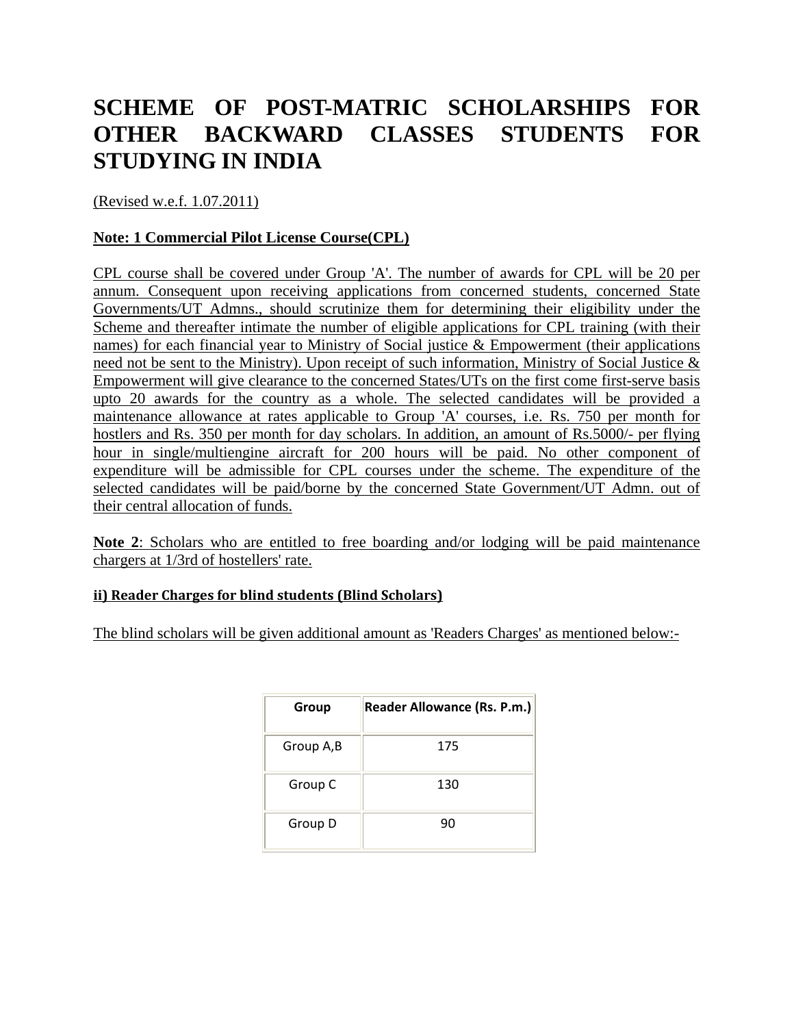# SCHEME OF POST-MATRIC SCHOLARSHIPS FOR OTHER BACKWARD CLASSES STUDENTS FOR STUDYING IN INDIA

(Revised w.e.f. 1.07.2011)

**Note: 1 Commercial Pilot License Course(CPL)**

CPL course shall be covered under Group 'A'. The number of awards for CPL will be 20 per annum. Consequent upon receiving applications from concerned students, concerned State Governments/UT Admns., should scrutinize them for determining their eligibility under the Scheme and thereafter intimate the number of eligible applications for CPL training (with their names) for each financial year to Ministry of Social justice & Empowerment (their applications need not be sent to the Ministry). Upon receipt of such information, Ministry of Social Justice & Empowerment will give clearance to the concerned States/UTs on the first come first-serve basis upto 20 awards for the country as a whole. The selected candidates will be provided a maintenance allowance at rates applicable to Group 'A' courses, i.e. Rs. 750 per month for hostlers and Rs. 350 per month for day scholars. In addition, an amount of Rs.5000/- per flying hour in single/multiengine aircraft for 200 hours will be paid. No other component of expenditure will be admissible for CPL courses under the scheme. The expenditure of the selected candidates will be paid/borne by the concerned State Government/UT Admn. out of their central allocation of funds.

**Note 2**: Scholars who are entitled to free boarding and/or lodging will be paid maintenance chargers at 1/3rd of hostellers' rate.

**ii) Reader Charges for blind students (Blind Scholars)**

The blind scholars will be given additional amount as 'Readers Charges' as mentioned below:-

| Group | Reader Allowance (Rs. P.m.) |
|---|---|
| Group A,B | 175 |
| Group C | 130 |
| Group D | 90 |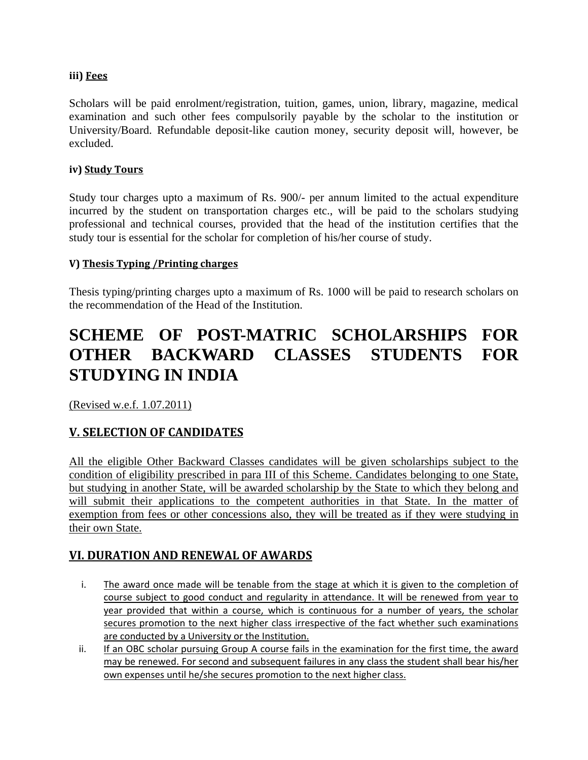**iii) Fees**

Scholars will be paid enrolment/registration, tuition, games, union, library, magazine, medical examination and such other fees compulsorily payable by the scholar to the institution or University/Board. Refundable deposit-like caution money, security deposit will, however, be excluded.

**iv) Study Tours**

Study tour charges upto a maximum of Rs. 900/- per annum limited to the actual expenditure incurred by the student on transportation charges etc., will be paid to the scholars studying professional and technical courses, provided that the head of the institution certifies that the study tour is essential for the scholar for completion of his/her course of study.

**V) Thesis Typing /Printing charges**

Thesis typing/printing charges upto a maximum of Rs. 1000 will be paid to research scholars on the recommendation of the Head of the Institution.

# SCHEME OF POST-MATRIC SCHOLARSHIPS FOR OTHER BACKWARD CLASSES STUDENTS FOR STUDYING IN INDIA

(Revised w.e.f. 1.07.2011)

## V. SELECTION OF CANDIDATES

All the eligible Other Backward Classes candidates will be given scholarships subject to the condition of eligibility prescribed in para III of this Scheme. Candidates belonging to one State, but studying in another State, will be awarded scholarship by the State to which they belong and will submit their applications to the competent authorities in that State. In the matter of exemption from fees or other concessions also, they will be treated as if they were studying in their own State.

## VI. DURATION AND RENEWAL OF AWARDS

i. The award once made will be tenable from the stage at which it is given to the completion of course subject to good conduct and regularity in attendance. It will be renewed from year to year provided that within a course, which is continuous for a number of years, the scholar secures promotion to the next higher class irrespective of the fact whether such examinations are conducted by a University or the Institution.

ii. If an OBC scholar pursuing Group A course fails in the examination for the first time, the award may be renewed. For second and subsequent failures in any class the student shall bear his/her own expenses until he/she secures promotion to the next higher class.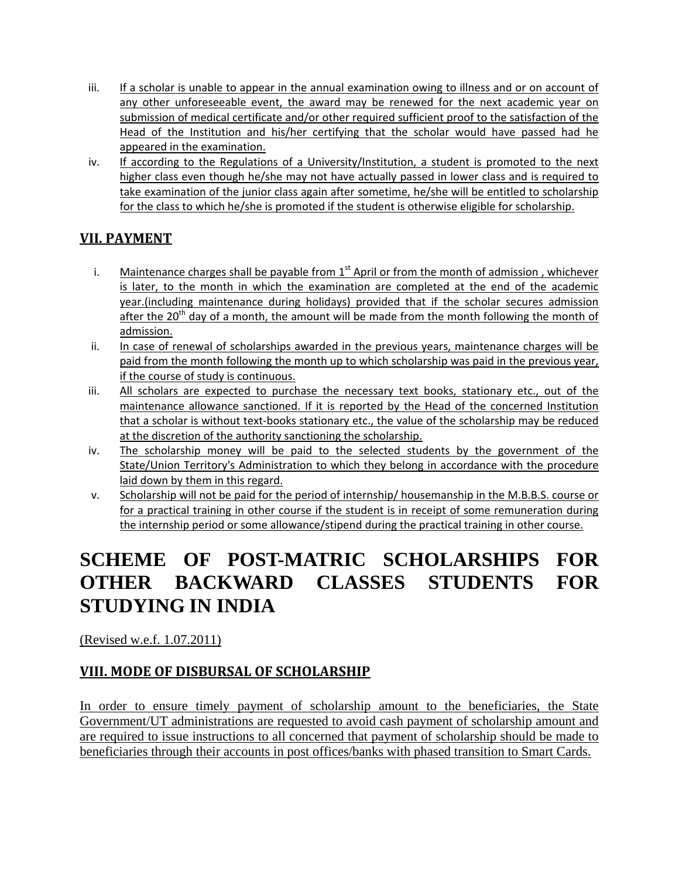iii. If a scholar is unable to appear in the annual examination owing to illness and or on account of any other unforeseeable event, the award may be renewed for the next academic year on submission of medical certificate and/or other required sufficient proof to the satisfaction of the Head of the Institution and his/her certifying that the scholar would have passed had he appeared in the examination.

iv. If according to the Regulations of a University/Institution, a student is promoted to the next higher class even though he/she may not have actually passed in lower class and is required to take examination of the junior class again after sometime, he/she will be entitled to scholarship for the class to which he/she is promoted if the student is otherwise eligible for scholarship.

## VII. PAYMENT

i. Maintenance charges shall be payable from 1st April or from the month of admission , whichever is later, to the month in which the examination are completed at the end of the academic year.(including maintenance during holidays) provided that if the scholar secures admission after the 20th day of a month, the amount will be made from the month following the month of admission.

ii. In case of renewal of scholarships awarded in the previous years, maintenance charges will be paid from the month following the month up to which scholarship was paid in the previous year, if the course of study is continuous.

iii. All scholars are expected to purchase the necessary text books, stationary etc., out of the maintenance allowance sanctioned. If it is reported by the Head of the concerned Institution that a scholar is without text-books stationary etc., the value of the scholarship may be reduced at the discretion of the authority sanctioning the scholarship.

iv. The scholarship money will be paid to the selected students by the government of the State/Union Territory's Administration to which they belong in accordance with the procedure laid down by them in this regard.

v. Scholarship will not be paid for the period of internship/ housemanship in the M.B.B.S. course or for a practical training in other course if the student is in receipt of some remuneration during the internship period or some allowance/stipend during the practical training in other course.

# SCHEME OF POST-MATRIC SCHOLARSHIPS FOR OTHER BACKWARD CLASSES STUDENTS FOR STUDYING IN INDIA

(Revised w.e.f. 1.07.2011)

## VIII. MODE OF DISBURSAL OF SCHOLARSHIP

In order to ensure timely payment of scholarship amount to the beneficiaries, the State Government/UT administrations are requested to avoid cash payment of scholarship amount and are required to issue instructions to all concerned that payment of scholarship should be made to beneficiaries through their accounts in post offices/banks with phased transition to Smart Cards.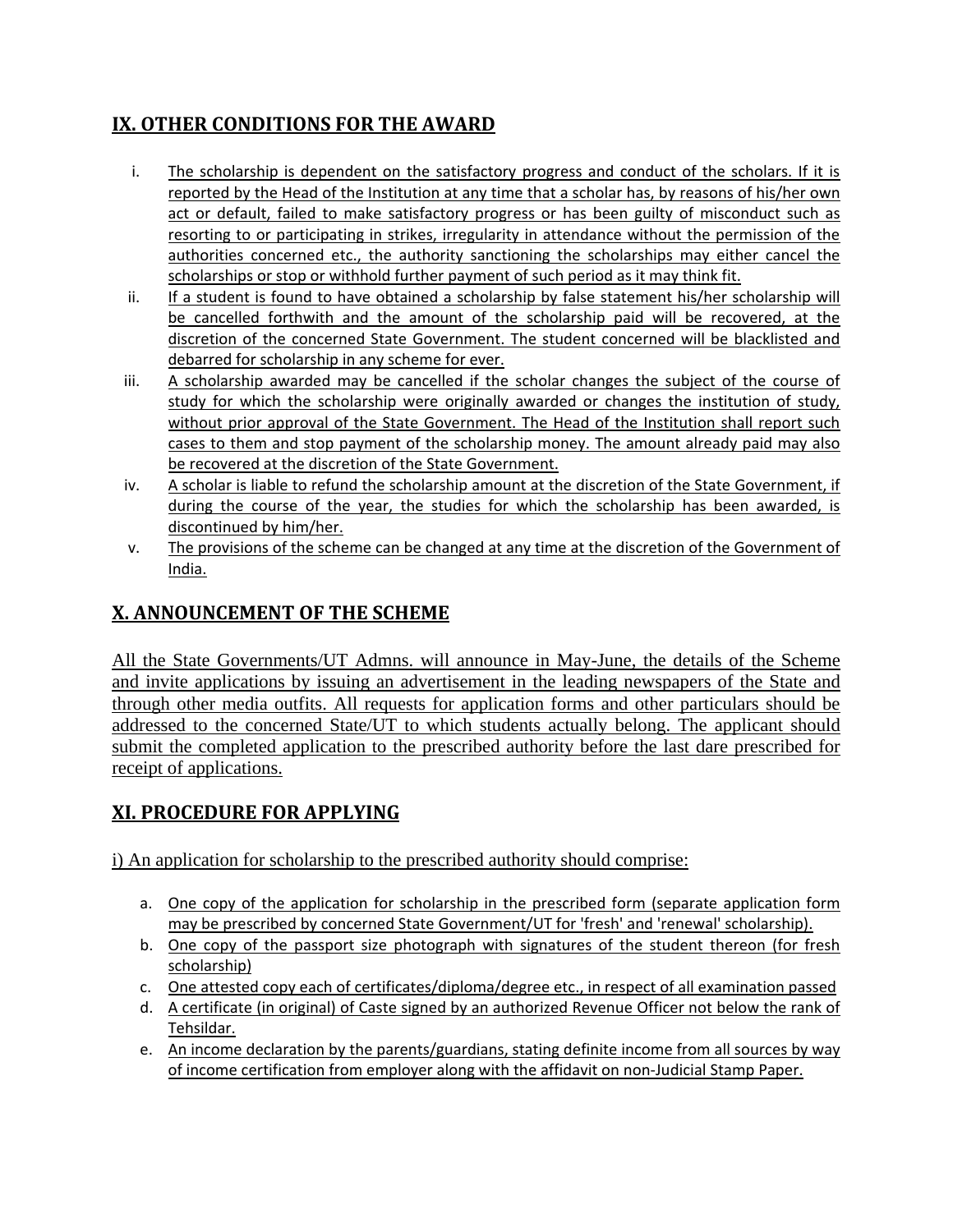## IX. OTHER CONDITIONS FOR THE AWARD

i. The scholarship is dependent on the satisfactory progress and conduct of the scholars. If it is reported by the Head of the Institution at any time that a scholar has, by reasons of his/her own act or default, failed to make satisfactory progress or has been guilty of misconduct such as resorting to or participating in strikes, irregularity in attendance without the permission of the authorities concerned etc., the authority sanctioning the scholarships may either cancel the scholarships or stop or withhold further payment of such period as it may think fit.

ii. If a student is found to have obtained a scholarship by false statement his/her scholarship will be cancelled forthwith and the amount of the scholarship paid will be recovered, at the discretion of the concerned State Government. The student concerned will be blacklisted and debarred for scholarship in any scheme for ever.

iii. A scholarship awarded may be cancelled if the scholar changes the subject of the course of study for which the scholarship were originally awarded or changes the institution of study, without prior approval of the State Government. The Head of the Institution shall report such cases to them and stop payment of the scholarship money. The amount already paid may also be recovered at the discretion of the State Government.

iv. A scholar is liable to refund the scholarship amount at the discretion of the State Government, if during the course of the year, the studies for which the scholarship has been awarded, is discontinued by him/her.

v. The provisions of the scheme can be changed at any time at the discretion of the Government of India.

## X. ANNOUNCEMENT OF THE SCHEME

All the State Governments/UT Admns. will announce in May-June, the details of the Scheme and invite applications by issuing an advertisement in the leading newspapers of the State and through other media outfits. All requests for application forms and other particulars should be addressed to the concerned State/UT to which students actually belong. The applicant should submit the completed application to the prescribed authority before the last dare prescribed for receipt of applications.

## XI. PROCEDURE FOR APPLYING

i) An application for scholarship to the prescribed authority should comprise:

a. One copy of the application for scholarship in the prescribed form (separate application form may be prescribed by concerned State Government/UT for 'fresh' and 'renewal' scholarship).
b. One copy of the passport size photograph with signatures of the student thereon (for fresh scholarship)
c. One attested copy each of certificates/diploma/degree etc., in respect of all examination passed
d. A certificate (in original) of Caste signed by an authorized Revenue Officer not below the rank of Tehsildar.
e. An income declaration by the parents/guardians, stating definite income from all sources by way of income certification from employer along with the affidavit on non-Judicial Stamp Paper.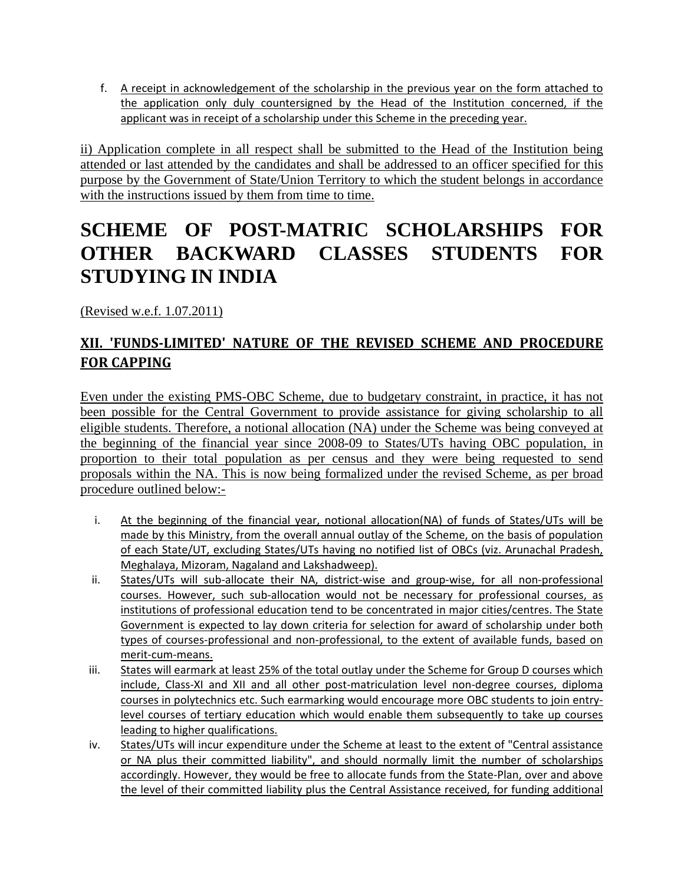f. A receipt in acknowledgement of the scholarship in the previous year on the form attached to the application only duly countersigned by the Head of the Institution concerned, if the applicant was in receipt of a scholarship under this Scheme in the preceding year.

ii) Application complete in all respect shall be submitted to the Head of the Institution being attended or last attended by the candidates and shall be addressed to an officer specified for this purpose by the Government of State/Union Territory to which the student belongs in accordance with the instructions issued by them from time to time.

# SCHEME OF POST-MATRIC SCHOLARSHIPS FOR OTHER BACKWARD CLASSES STUDENTS FOR STUDYING IN INDIA

(Revised w.e.f. 1.07.2011)

## XII. 'FUNDS-LIMITED' NATURE OF THE REVISED SCHEME AND PROCEDURE FOR CAPPING

Even under the existing PMS-OBC Scheme, due to budgetary constraint, in practice, it has not been possible for the Central Government to provide assistance for giving scholarship to all eligible students. Therefore, a notional allocation (NA) under the Scheme was being conveyed at the beginning of the financial year since 2008-09 to States/UTs having OBC population, in proportion to their total population as per census and they were being requested to send proposals within the NA. This is now being formalized under the revised Scheme, as per broad procedure outlined below:-

i. At the beginning of the financial year, notional allocation(NA) of funds of States/UTs will be made by this Ministry, from the overall annual outlay of the Scheme, on the basis of population of each State/UT, excluding States/UTs having no notified list of OBCs (viz. Arunachal Pradesh, Meghalaya, Mizoram, Nagaland and Lakshadweep).

ii. States/UTs will sub-allocate their NA, district-wise and group-wise, for all non-professional courses. However, such sub-allocation would not be necessary for professional courses, as institutions of professional education tend to be concentrated in major cities/centres. The State Government is expected to lay down criteria for selection for award of scholarship under both types of courses-professional and non-professional, to the extent of available funds, based on merit-cum-means.

iii. States will earmark at least 25% of the total outlay under the Scheme for Group D courses which include, Class-XI and XII and all other post-matriculation level non-degree courses, diploma courses in polytechnics etc. Such earmarking would encourage more OBC students to join entry-level courses of tertiary education which would enable them subsequently to take up courses leading to higher qualifications.

iv. States/UTs will incur expenditure under the Scheme at least to the extent of "Central assistance or NA plus their committed liability", and should normally limit the number of scholarships accordingly. However, they would be free to allocate funds from the State-Plan, over and above the level of their committed liability plus the Central Assistance received, for funding additional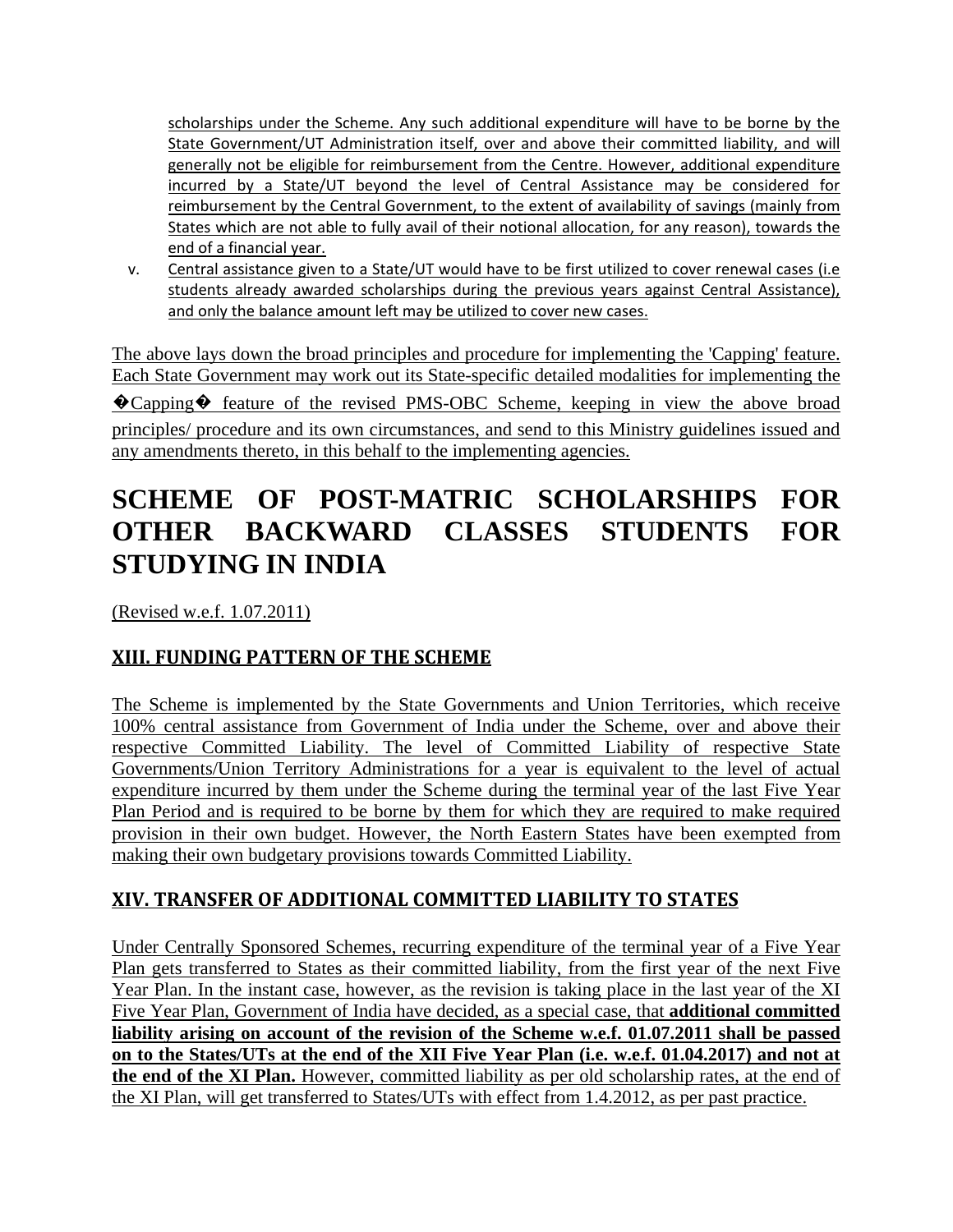scholarships under the Scheme. Any such additional expenditure will have to be borne by the State Government/UT Administration itself, over and above their committed liability, and will generally not be eligible for reimbursement from the Centre. However, additional expenditure incurred by a State/UT beyond the level of Central Assistance may be considered for reimbursement by the Central Government, to the extent of availability of savings (mainly from States which are not able to fully avail of their notional allocation, for any reason), towards the end of a financial year.

v. Central assistance given to a State/UT would have to be first utilized to cover renewal cases (i.e students already awarded scholarships during the previous years against Central Assistance), and only the balance amount left may be utilized to cover new cases.

The above lays down the broad principles and procedure for implementing the 'Capping' feature. Each State Government may work out its State-specific detailed modalities for implementing the �Capping� feature of the revised PMS-OBC Scheme, keeping in view the above broad principles/ procedure and its own circumstances, and send to this Ministry guidelines issued and any amendments thereto, in this behalf to the implementing agencies.

# SCHEME OF POST-MATRIC SCHOLARSHIPS FOR OTHER BACKWARD CLASSES STUDENTS FOR STUDYING IN INDIA

(Revised w.e.f. 1.07.2011)

## XIII. FUNDING PATTERN OF THE SCHEME

The Scheme is implemented by the State Governments and Union Territories, which receive 100% central assistance from Government of India under the Scheme, over and above their respective Committed Liability. The level of Committed Liability of respective State Governments/Union Territory Administrations for a year is equivalent to the level of actual expenditure incurred by them under the Scheme during the terminal year of the last Five Year Plan Period and is required to be borne by them for which they are required to make required provision in their own budget. However, the North Eastern States have been exempted from making their own budgetary provisions towards Committed Liability.

## XIV. TRANSFER OF ADDITIONAL COMMITTED LIABILITY TO STATES

Under Centrally Sponsored Schemes, recurring expenditure of the terminal year of a Five Year Plan gets transferred to States as their committed liability, from the first year of the next Five Year Plan. In the instant case, however, as the revision is taking place in the last year of the XI Five Year Plan, Government of India have decided, as a special case, that **additional committed liability arising on account of the revision of the Scheme w.e.f. 01.07.2011 shall be passed on to the States/UTs at the end of the XII Five Year Plan (i.e. w.e.f. 01.04.2017) and not at the end of the XI Plan.** However, committed liability as per old scholarship rates, at the end of the XI Plan, will get transferred to States/UTs with effect from 1.4.2012, as per past practice.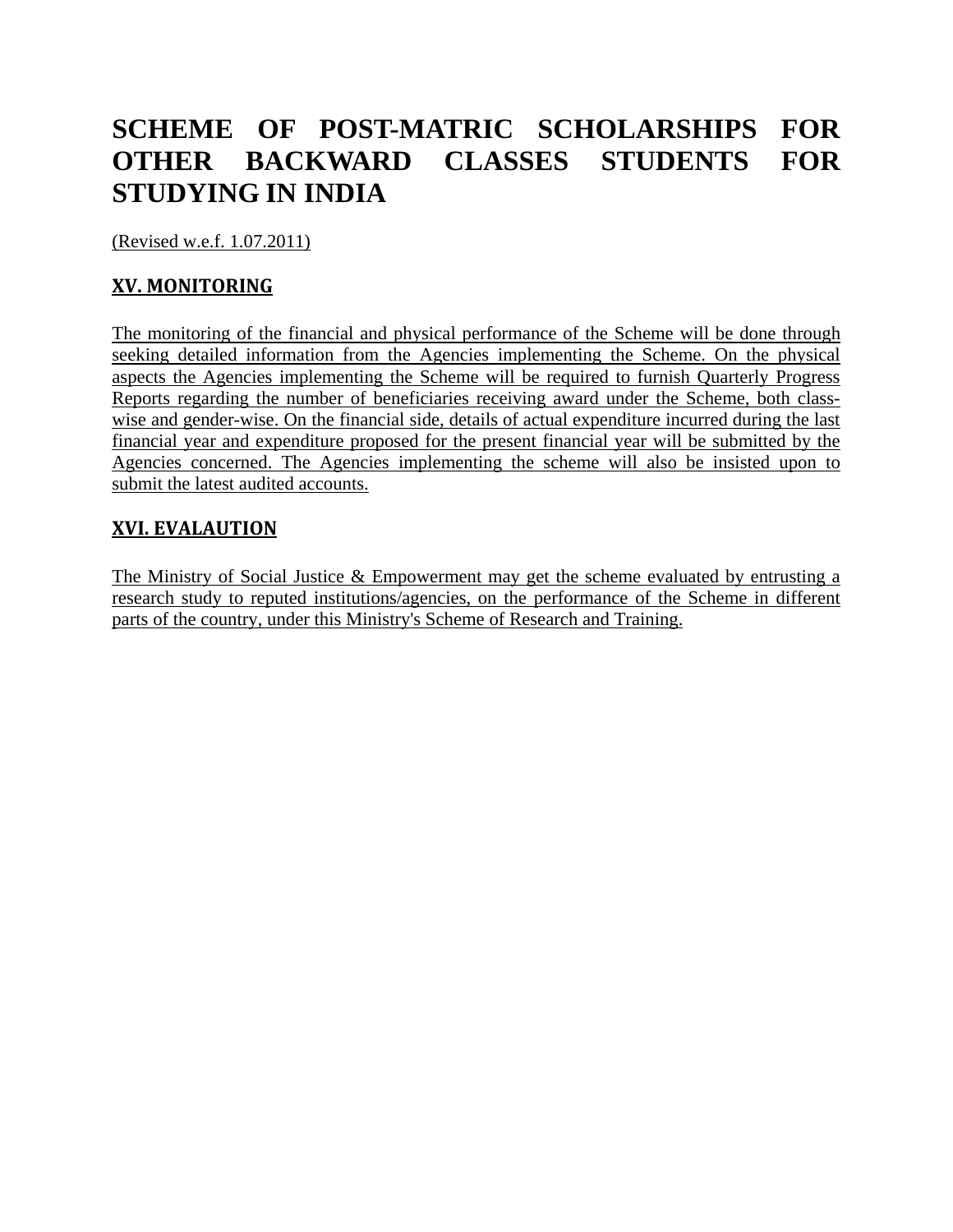# SCHEME OF POST-MATRIC SCHOLARSHIPS FOR OTHER BACKWARD CLASSES STUDENTS FOR STUDYING IN INDIA

(Revised w.e.f. 1.07.2011)

## XV. MONITORING

The monitoring of the financial and physical performance of the Scheme will be done through seeking detailed information from the Agencies implementing the Scheme. On the physical aspects the Agencies implementing the Scheme will be required to furnish Quarterly Progress Reports regarding the number of beneficiaries receiving award under the Scheme, both class-wise and gender-wise. On the financial side, details of actual expenditure incurred during the last financial year and expenditure proposed for the present financial year will be submitted by the Agencies concerned. The Agencies implementing the scheme will also be insisted upon to submit the latest audited accounts.

## XVI. EVALAUTION

The Ministry of Social Justice & Empowerment may get the scheme evaluated by entrusting a research study to reputed institutions/agencies, on the performance of the Scheme in different parts of the country, under this Ministry's Scheme of Research and Training.